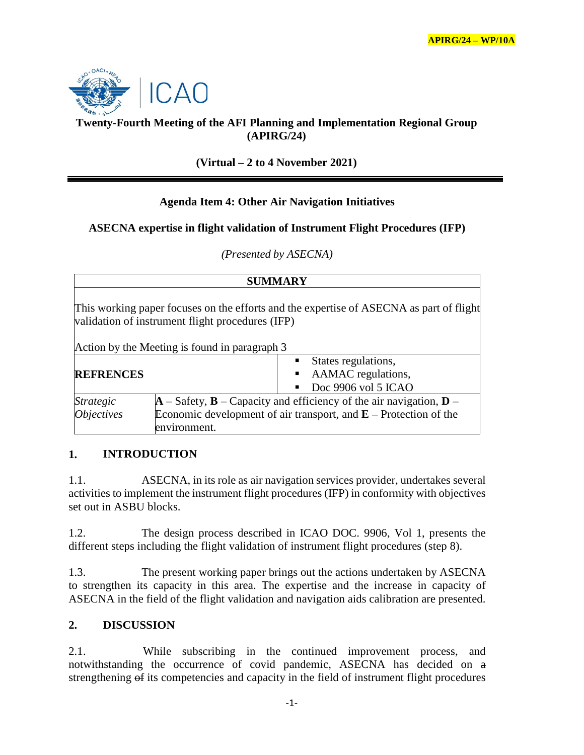APIRG/24 – WP/10A

**Twenty-Fourth Meeting of the AFI Planning and Implementation Regional Group (APIRG/24)**

**(Virtual – 2 to 4 November 2021)**

**Agenda Item 4: Other Air Navigation Initiatives**

**ASECNA expertise in flight validation of Instrument Flight Procedures (IFP)**

*(Presented by ASECNA)*

| SUMMARY | | |
|---|---|---|
| This working paper focuses on the efforts and the expertise of ASECNA as part of flight validation of instrument flight procedures (IFP)<br><br>Action by the Meeting is found in paragraph 3 | | |
| **REFRENCES** | | ▪ States regulations,<br>▪ AAMAC regulations,<br>▪ Doc 9906 vol 5 ICAO |
| *Strategic Objectives* | **A** – Safety, **B** – Capacity and efficiency of the air navigation, **D** – Economic development of air transport, and **E** – Protection of the environment. | |

## 1. INTRODUCTION

1.1. ASECNA, in its role as air navigation services provider, undertakes several activities to implement the instrument flight procedures (IFP) in conformity with objectives set out in ASBU blocks.

1.2. The design process described in ICAO DOC. 9906, Vol 1, presents the different steps including the flight validation of instrument flight procedures (step 8).

1.3. The present working paper brings out the actions undertaken by ASECNA to strengthen its capacity in this area. The expertise and the increase in capacity of ASECNA in the field of the flight validation and navigation aids calibration are presented.

## 2. DISCUSSION

2.1. While subscribing in the continued improvement process, and notwithstanding the occurrence of covid pandemic, ASECNA has decided on ~~a~~ strengthening ~~of~~ its competencies and capacity in the field of instrument flight procedures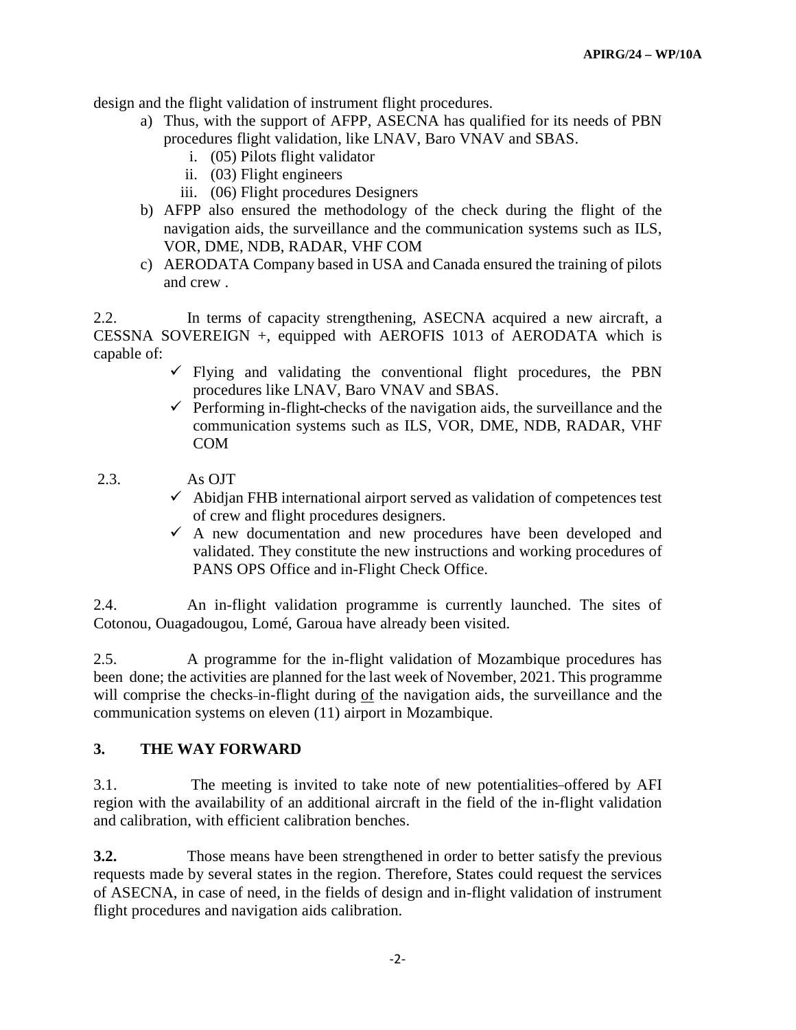design and the flight validation of instrument flight procedures.

a) Thus, with the support of AFPP, ASECNA has qualified for its needs of PBN procedures flight validation, like LNAV, Baro VNAV and SBAS.
   i. (05) Pilots flight validator
   ii. (03) Flight engineers
   iii. (06) Flight procedures Designers
b) AFPP also ensured the methodology of the check during the flight of the navigation aids, the surveillance and the communication systems such as ILS, VOR, DME, NDB, RADAR, VHF COM
c) AERODATA Company based in USA and Canada ensured the training of pilots and crew .

2.2. In terms of capacity strengthening, ASECNA acquired a new aircraft, a CESSNA SOVEREIGN +, equipped with AEROFIS 1013 of AERODATA which is capable of:

- ✓ Flying and validating the conventional flight procedures, the PBN procedures like LNAV, Baro VNAV and SBAS.
- ✓ Performing in-flight-checks of the navigation aids, the surveillance and the communication systems such as ILS, VOR, DME, NDB, RADAR, VHF COM

2.3. As OJT

- ✓ Abidjan FHB international airport served as validation of competences test of crew and flight procedures designers.
- ✓ A new documentation and new procedures have been developed and validated. They constitute the new instructions and working procedures of PANS OPS Office and in-Flight Check Office.

2.4. An in-flight validation programme is currently launched. The sites of Cotonou, Ouagadougou, Lomé, Garoua have already been visited.

2.5. A programme for the in-flight validation of Mozambique procedures has been done; the activities are planned for the last week of November, 2021. This programme will comprise the checks in-flight during of the navigation aids, the surveillance and the communication systems on eleven (11) airport in Mozambique.

## 3. THE WAY FORWARD

3.1. The meeting is invited to take note of new potentialities offered by AFI region with the availability of an additional aircraft in the field of the in-flight validation and calibration, with efficient calibration benches.

**3.2.** Those means have been strengthened in order to better satisfy the previous requests made by several states in the region. Therefore, States could request the services of ASECNA, in case of need, in the fields of design and in-flight validation of instrument flight procedures and navigation aids calibration.